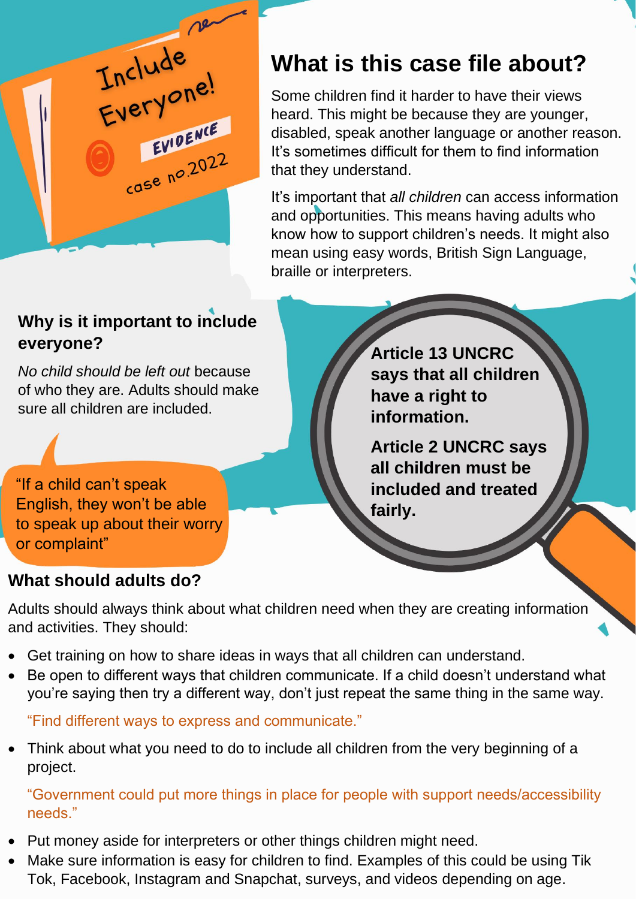Include Everyone!

EVIDENCE

case no.2022

## What is this case file about?

Some children find it harder to have their views heard. This might be because they are younger, disabled, speak another language or another reason. It's sometimes difficult for them to find information that they understand.

It's important that *all children* can access information and opportunities. This means having adults who know how to support children's needs. It might also mean using easy words, British Sign Language, braille or interpreters.

### Why is it important to include everyone?

*No child should be left out* because of who they are. Adults should make sure all children are included.

"If a child can't speak English, they won't be able to speak up about their worry or complaint"

**Article 13 UNCRC says that all children have a right to information.**

**Article 2 UNCRC says all children must be included and treated fairly.**

### What should adults do?

Adults should always think about what children need when they are creating information and activities. They should:

- Get training on how to share ideas in ways that all children can understand.
- Be open to different ways that children communicate. If a child doesn't understand what you're saying then try a different way, don't just repeat the same thing in the same way.

  "Find different ways to express and communicate."

- Think about what you need to do to include all children from the very beginning of a project.

  "Government could put more things in place for people with support needs/accessibility needs."

- Put money aside for interpreters or other things children might need.
- Make sure information is easy for children to find. Examples of this could be using Tik Tok, Facebook, Instagram and Snapchat, surveys, and videos depending on age.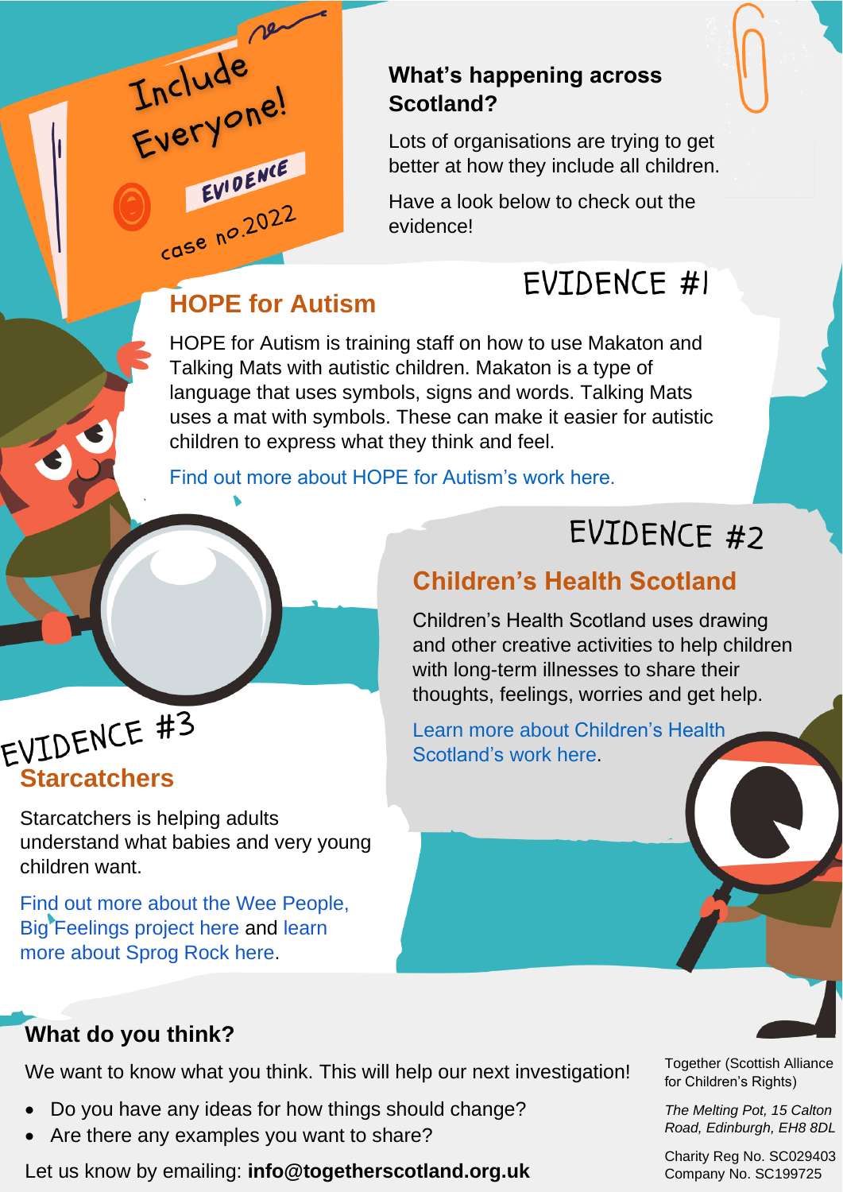Include Everyone!

EVIDENCE

case no.2022

## What's happening across Scotland?

Lots of organisations are trying to get better at how they include all children.

Have a look below to check out the evidence!

EVIDENCE #1

### HOPE for Autism

HOPE for Autism is training staff on how to use Makaton and Talking Mats with autistic children. Makaton is a type of language that uses symbols, signs and words. Talking Mats uses a mat with symbols. These can make it easier for autistic children to express what they think and feel.

Find out more about HOPE for Autism's work here.

EVIDENCE #2

### Children's Health Scotland

Children's Health Scotland uses drawing and other creative activities to help children with long-term illnesses to share their thoughts, feelings, worries and get help.

Learn more about Children's Health Scotland's work here.

EVIDENCE #3

### Starcatchers

Starcatchers is helping adults understand what babies and very young children want.

Find out more about the Wee People, Big Feelings project here and learn more about Sprog Rock here.

## What do you think?

We want to know what you think. This will help our next investigation!

- Do you have any ideas for how things should change?
- Are there any examples you want to share?

Let us know by emailing: **info@togetherscotland.org.uk**

Together (Scottish Alliance for Children's Rights)

*The Melting Pot, 15 Calton Road, Edinburgh, EH8 8DL*

Charity Reg No. SC029403
Company No. SC199725